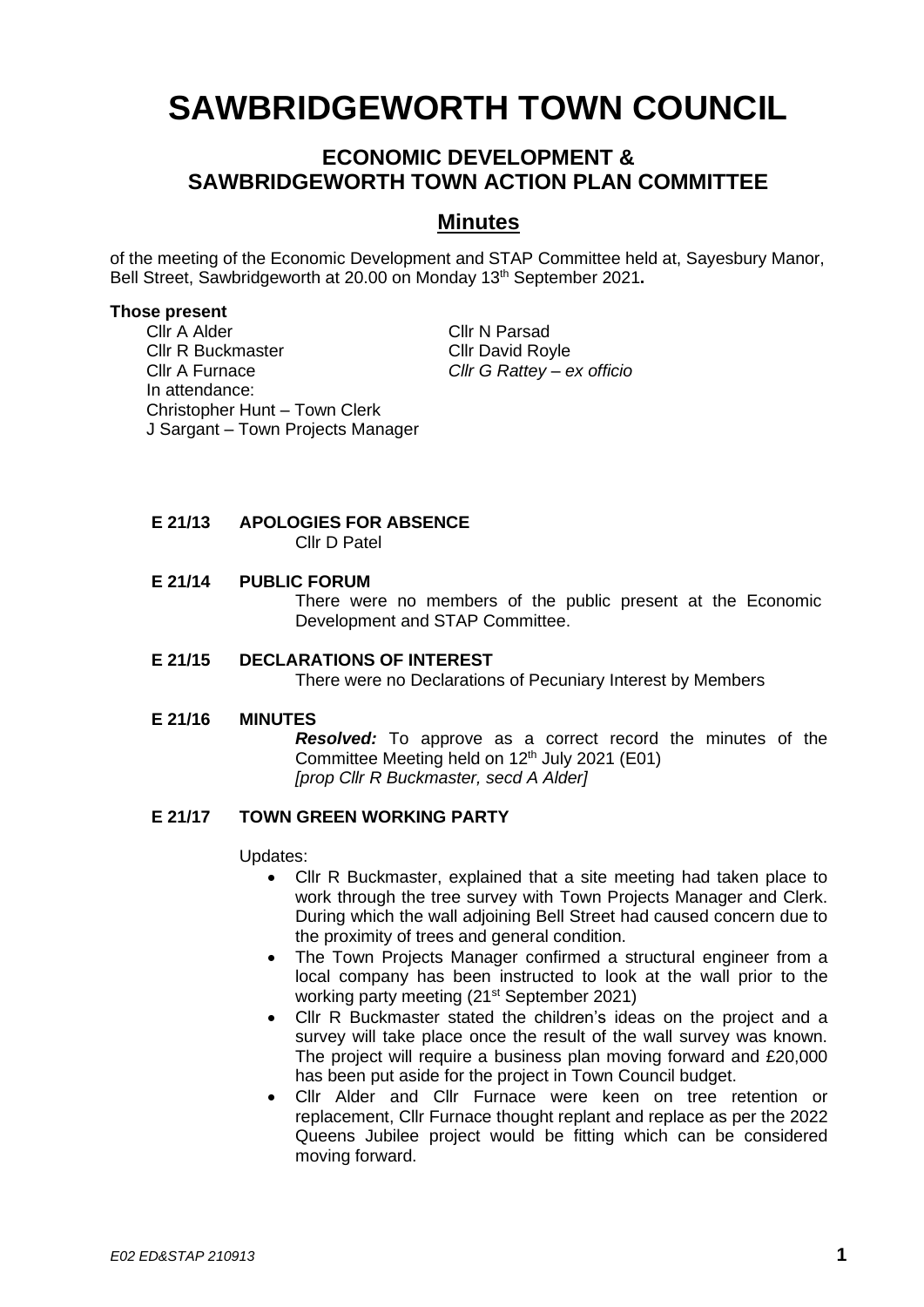# SAWBRIDGEWORTH TOWN COUNCIL

## ECONOMIC DEVELOPMENT & SAWBRIDGEWORTH TOWN ACTION PLAN COMMITTEE

## Minutes

of the meeting of the Economic Development and STAP Committee held at, Sayesbury Manor, Bell Street, Sawbridgeworth at 20.00 on Monday 13th September 2021**.**

**Those present**

Cllr A Alder
Cllr R Buckmaster
Cllr A Furnace
Cllr N Parsad
Cllr David Royle
*Cllr G Rattey – ex officio*

In attendance:
Christopher Hunt – Town Clerk
J Sargant – Town Projects Manager

**E 21/13 APOLOGIES FOR ABSENCE**

Cllr D Patel

**E 21/14 PUBLIC FORUM**

There were no members of the public present at the Economic Development and STAP Committee.

**E 21/15 DECLARATIONS OF INTEREST**

There were no Declarations of Pecuniary Interest by Members

**E 21/16 MINUTES**

***Resolved:*** To approve as a correct record the minutes of the Committee Meeting held on 12th July 2021 (E01)
*[prop Cllr R Buckmaster, secd A Alder]*

**E 21/17 TOWN GREEN WORKING PARTY**

Updates:

- Cllr R Buckmaster, explained that a site meeting had taken place to work through the tree survey with Town Projects Manager and Clerk. During which the wall adjoining Bell Street had caused concern due to the proximity of trees and general condition.
- The Town Projects Manager confirmed a structural engineer from a local company has been instructed to look at the wall prior to the working party meeting (21st September 2021)
- Cllr R Buckmaster stated the children's ideas on the project and a survey will take place once the result of the wall survey was known. The project will require a business plan moving forward and £20,000 has been put aside for the project in Town Council budget.
- Cllr Alder and Cllr Furnace were keen on tree retention or replacement, Cllr Furnace thought replant and replace as per the 2022 Queens Jubilee project would be fitting which can be considered moving forward.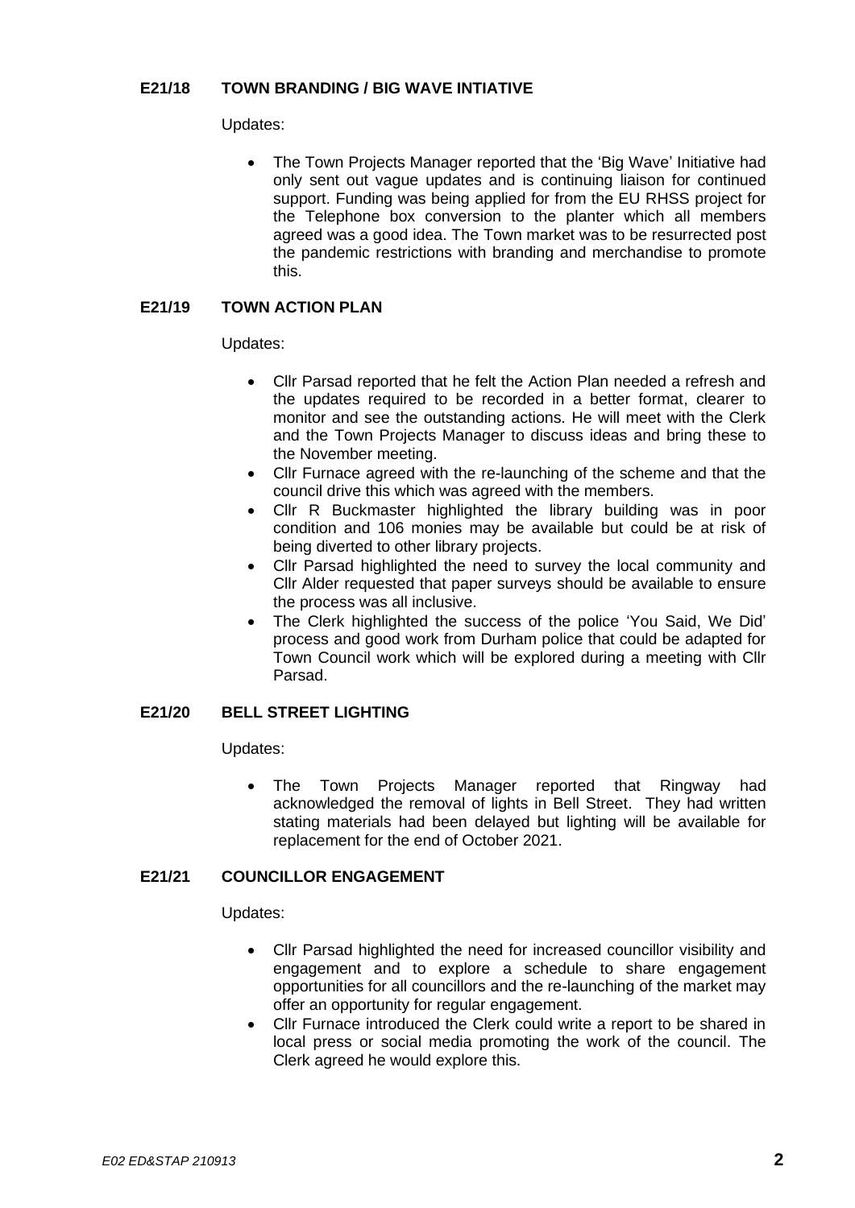**E21/18 TOWN BRANDING / BIG WAVE INTIATIVE**

Updates:

- The Town Projects Manager reported that the 'Big Wave' Initiative had only sent out vague updates and is continuing liaison for continued support. Funding was being applied for from the EU RHSS project for the Telephone box conversion to the planter which all members agreed was a good idea. The Town market was to be resurrected post the pandemic restrictions with branding and merchandise to promote this.

**E21/19 TOWN ACTION PLAN**

Updates:

- Cllr Parsad reported that he felt the Action Plan needed a refresh and the updates required to be recorded in a better format, clearer to monitor and see the outstanding actions. He will meet with the Clerk and the Town Projects Manager to discuss ideas and bring these to the November meeting.
- Cllr Furnace agreed with the re-launching of the scheme and that the council drive this which was agreed with the members.
- Cllr R Buckmaster highlighted the library building was in poor condition and 106 monies may be available but could be at risk of being diverted to other library projects.
- Cllr Parsad highlighted the need to survey the local community and Cllr Alder requested that paper surveys should be available to ensure the process was all inclusive.
- The Clerk highlighted the success of the police 'You Said, We Did' process and good work from Durham police that could be adapted for Town Council work which will be explored during a meeting with Cllr Parsad.

**E21/20 BELL STREET LIGHTING**

Updates:

- The Town Projects Manager reported that Ringway had acknowledged the removal of lights in Bell Street. They had written stating materials had been delayed but lighting will be available for replacement for the end of October 2021.

**E21/21 COUNCILLOR ENGAGEMENT**

Updates:

- Cllr Parsad highlighted the need for increased councillor visibility and engagement and to explore a schedule to share engagement opportunities for all councillors and the re-launching of the market may offer an opportunity for regular engagement.
- Cllr Furnace introduced the Clerk could write a report to be shared in local press or social media promoting the work of the council. The Clerk agreed he would explore this.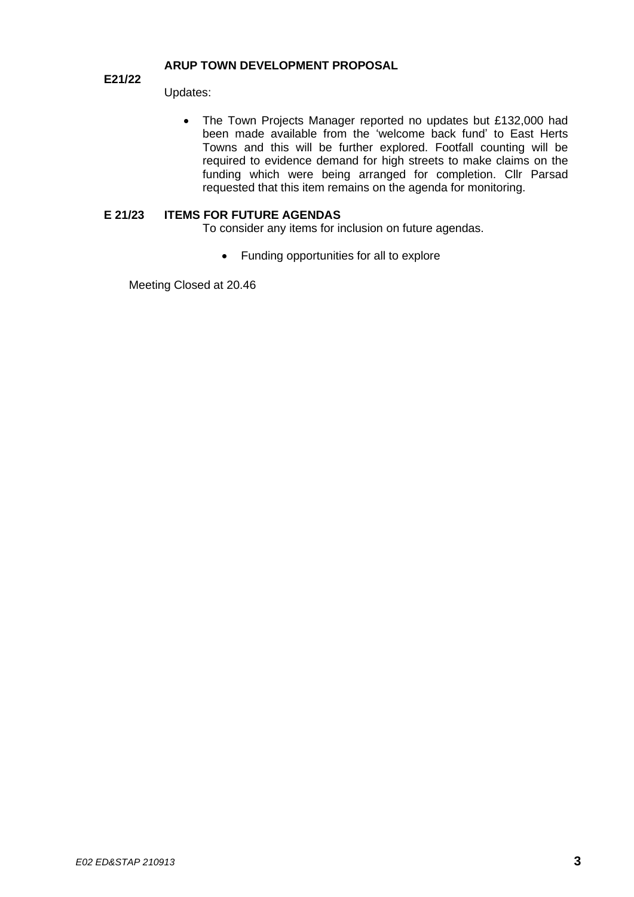**E21/22** **ARUP TOWN DEVELOPMENT PROPOSAL**

Updates:

- The Town Projects Manager reported no updates but £132,000 had been made available from the 'welcome back fund' to East Herts Towns and this will be further explored. Footfall counting will be required to evidence demand for high streets to make claims on the funding which were being arranged for completion. Cllr Parsad requested that this item remains on the agenda for monitoring.

**E 21/23** **ITEMS FOR FUTURE AGENDAS**

To consider any items for inclusion on future agendas.

- Funding opportunities for all to explore

Meeting Closed at 20.46